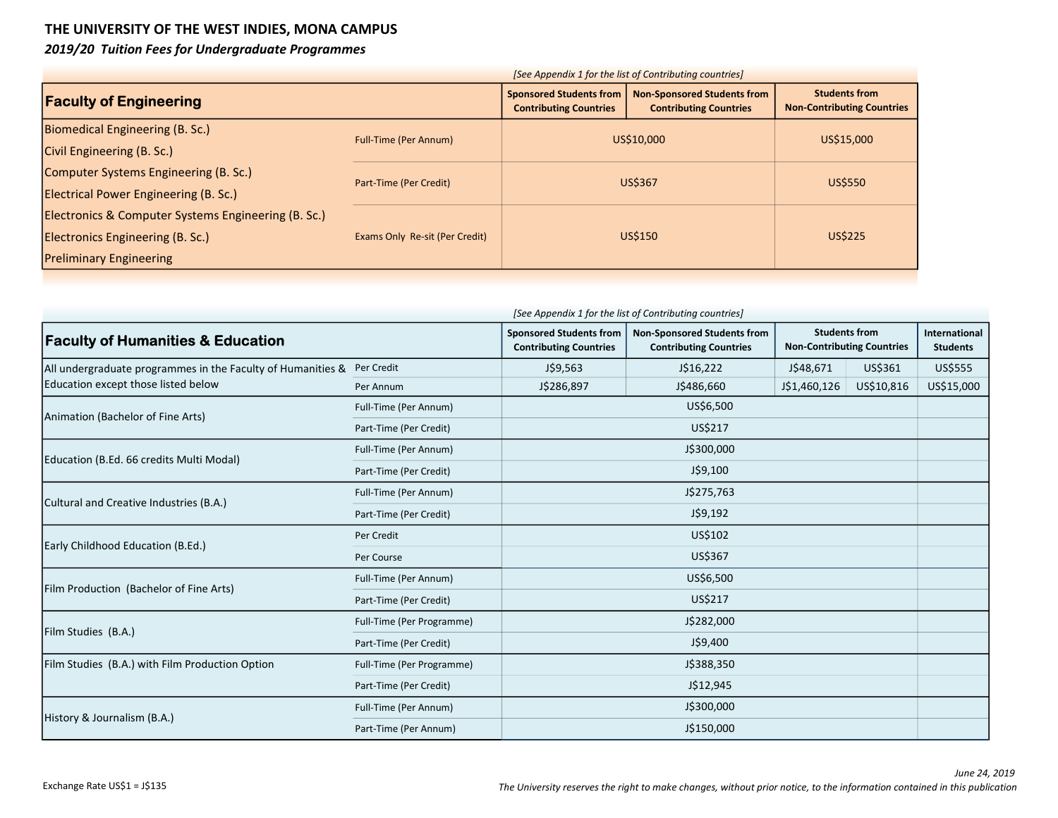# THE UNIVERSITY OF THE WEST INDIES, MONA CAMPUS

## *2019/20 Tuition Fees for Undergraduate Programmes*

*[See Appendix 1 for the list of Contributing countries]*

| Faculty of Engineering | | Sponsored Students from Contributing Countries | Non-Sponsored Students from Contributing Countries | Students from Non-Contributing Countries |
|---|---|---|---|---|
| Biomedical Engineering (B. Sc.)<br>Civil Engineering (B. Sc.)<br>Computer Systems Engineering (B. Sc.)<br>Electrical Power Engineering (B. Sc.)<br>Electronics & Computer Systems Engineering (B. Sc.)<br>Electronics Engineering (B. Sc.)<br>Preliminary Engineering | Full-Time (Per Annum) | US$10,000 | | US$15,000 |
| | Part-Time (Per Credit) | US$367 | | US$550 |
| | Exams Only Re-sit (Per Credit) | US$150 | | US$225 |

*[See Appendix 1 for the list of Contributing countries]*

| Faculty of Humanities & Education | | Sponsored Students from Contributing Countries | Non-Sponsored Students from Contributing Countries | Students from Non-Contributing Countries | | International Students |
|---|---|---|---|---|---|---|
| All undergraduate programmes in the Faculty of Humanities & Education except those listed below | Per Credit | J$9,563 | J$16,222 | J$48,671 | US$361 | US$555 |
| | Per Annum | J$286,897 | J$486,660 | J$1,460,126 | US$10,816 | US$15,000 |
| Animation (Bachelor of Fine Arts) | Full-Time (Per Annum) | US$6,500 | | | | |
| | Part-Time (Per Credit) | US$217 | | | | |
| Education (B.Ed. 66 credits Multi Modal) | Full-Time (Per Annum) | J$300,000 | | | | |
| | Part-Time (Per Credit) | J$9,100 | | | | |
| Cultural and Creative Industries (B.A.) | Full-Time (Per Annum) | J$275,763 | | | | |
| | Part-Time (Per Credit) | J$9,192 | | | | |
| Early Childhood Education (B.Ed.) | Per Credit | US$102 | | | | |
| | Per Course | US$367 | | | | |
| Film Production (Bachelor of Fine Arts) | Full-Time (Per Annum) | US$6,500 | | | | |
| | Part-Time (Per Credit) | US$217 | | | | |
| Film Studies (B.A.) | Full-Time (Per Programme) | J$282,000 | | | | |
| | Part-Time (Per Credit) | J$9,400 | | | | |
| Film Studies (B.A.) with Film Production Option | Full-Time (Per Programme) | J$388,350 | | | | |
| | Part-Time (Per Credit) | J$12,945 | | | | |
| History & Journalism (B.A.) | Full-Time (Per Annum) | J$300,000 | | | | |
| | Part-Time (Per Annum) | J$150,000 | | | | |

Exchange Rate US$1 = J$135

*June 24, 2019*

*The University reserves the right to make changes, without prior notice, to the information contained in this publication*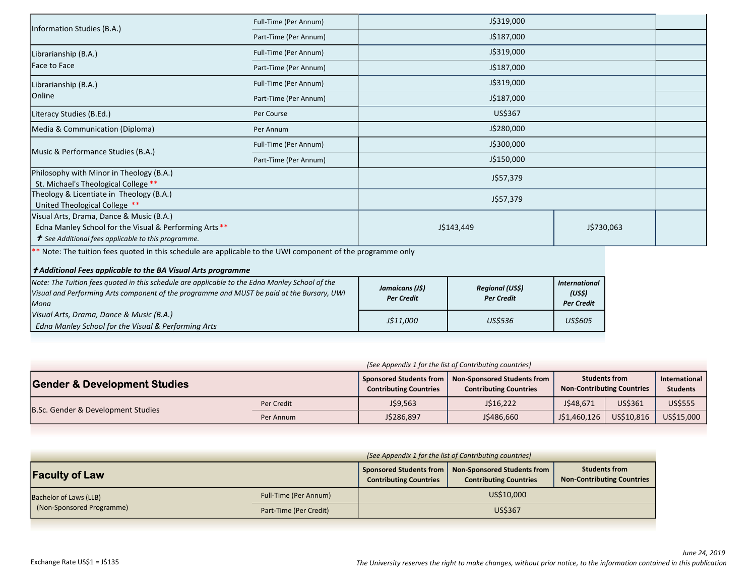| Programme | Mode | Fees | | |
|---|---|---|---|---|
| Information Studies (B.A.) | Full-Time (Per Annum) | J$319,000 | | |
| | Part-Time (Per Annum) | J$187,000 | | |
| Librarianship (B.A.) Face to Face | Full-Time (Per Annum) | J$319,000 | | |
| | Part-Time (Per Annum) | J$187,000 | | |
| Librarianship (B.A.) Online | Full-Time (Per Annum) | J$319,000 | | |
| | Part-Time (Per Annum) | J$187,000 | | |
| Literacy Studies (B.Ed.) | Per Course | US$367 | | |
| Media & Communication (Diploma) | Per Annum | J$280,000 | | |
| Music & Performance Studies (B.A.) | Full-Time (Per Annum) | J$300,000 | | |
| | Part-Time (Per Annum) | J$150,000 | | |
| Philosophy with Minor in Theology (B.A.) St. Michael's Theological College ** | | J$57,379 | | |
| Theology & Licentiate in Theology (B.A.) United Theological College ** | | J$57,379 | | |
| Visual Arts, Drama, Dance & Music (B.A.) Edna Manley School for the Visual & Performing Arts ** ✝ *See Additional fees applicable to this programme.* | | J$143,449 | J$730,063 | |

** Note: The tuition fees quoted in this schedule are applicable to the UWI component of the programme only

***✝Additional Fees applicable to the BA Visual Arts programme***

| *Note: The Tuition fees quoted in this schedule are applicable to the Edna Manley School of the Visual and Performing Arts component of the programme and MUST be paid at the Bursary, UWI Mona* | ***Jamaicans (J$) Per Credit*** | ***Regional (US$) Per Credit*** | ***International (US$) Per Credit*** |
|---|---|---|---|
| *Visual Arts, Drama, Dance & Music (B.A.) Edna Manley School for the Visual & Performing Arts* | *J$11,000* | *US$536* | *US$605* |

*[See Appendix 1 for the list of Contributing countries]*

| **Gender & Development Studies** | | Sponsored Students from Contributing Countries | Non-Sponsored Students from Contributing Countries | Students from Non-Contributing Countries | | International Students |
|---|---|---|---|---|---|---|
| B.Sc. Gender & Development Studies | Per Credit | J$9,563 | J$16,222 | J$48,671 | US$361 | US$555 |
| | Per Annum | J$286,897 | J$486,660 | J$1,460,126 | US$10,816 | US$15,000 |

*[See Appendix 1 for the list of Contributing countries]*

| **Faculty of Law** | | Sponsored Students from Contributing Countries | Non-Sponsored Students from Contributing Countries | Students from Non-Contributing Countries |
|---|---|---|---|---|
| Bachelor of Laws (LLB) (Non-Sponsored Programme) | Full-Time (Per Annum) | US$10,000 | | |
| | Part-Time (Per Credit) | US$367 | | |

Exchange Rate US$1 = J$135

*June 24, 2019*

*The University reserves the right to make changes, without prior notice, to the information contained in this publication*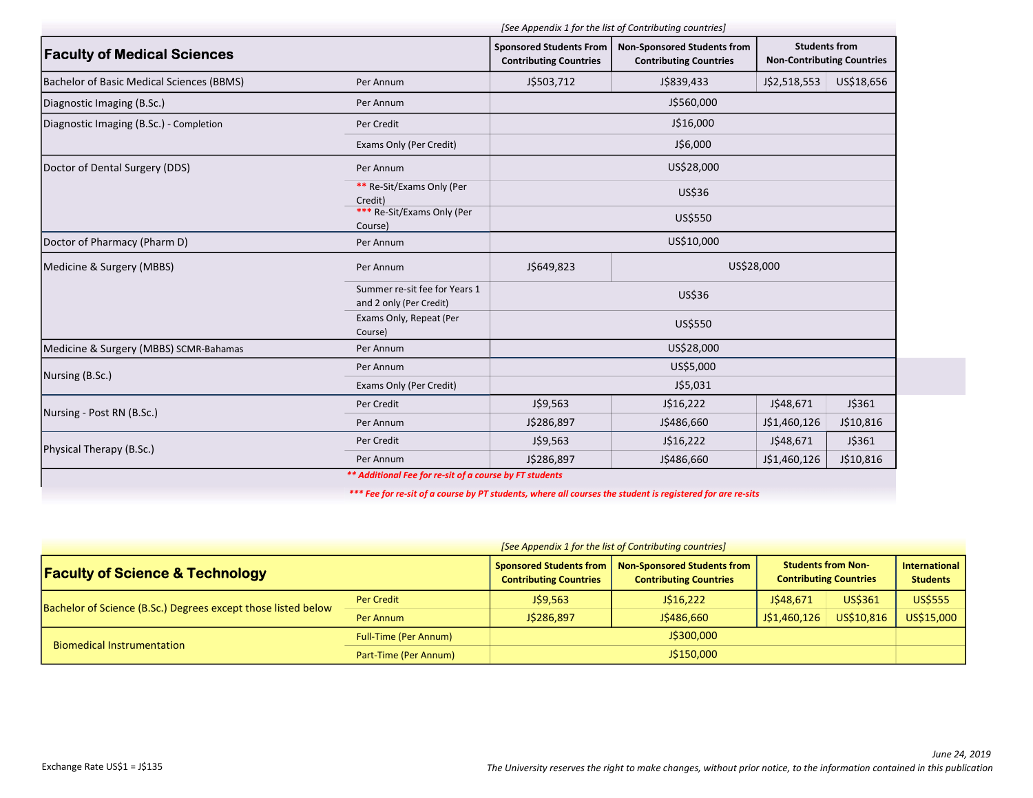[See Appendix 1 for the list of Contributing countries]

| Faculty of Medical Sciences | | Sponsored Students From Contributing Countries | Non-Sponsored Students from Contributing Countries | Students from Non-Contributing Countries | |
|---|---|---|---|---|---|
| Bachelor of Basic Medical Sciences (BBMS) | Per Annum | J$503,712 | J$839,433 | J$2,518,553 | US$18,656 |
| Diagnostic Imaging (B.Sc.) | Per Annum | J$560,000 | | | |
| Diagnostic Imaging (B.Sc.) - Completion | Per Credit | J$16,000 | | | |
| | Exams Only (Per Credit) | J$6,000 | | | |
| Doctor of Dental Surgery (DDS) | Per Annum | US$28,000 | | | |
| | ** Re-Sit/Exams Only (Per Credit) | US$36 | | | |
| | *** Re-Sit/Exams Only (Per Course) | US$550 | | | |
| Doctor of Pharmacy (Pharm D) | Per Annum | US$10,000 | | | |
| Medicine & Surgery (MBBS) | Per Annum | J$649,823 | US$28,000 | | |
| | Summer re-sit fee for Years 1 and 2 only (Per Credit) | US$36 | | | |
| | Exams Only, Repeat (Per Course) | US$550 | | | |
| Medicine & Surgery (MBBS) SCMR-Bahamas | Per Annum | US$28,000 | | | |
| Nursing (B.Sc.) | Per Annum | US$5,000 | | | |
| | Exams Only (Per Credit) | J$5,031 | | | |
| Nursing - Post RN (B.Sc.) | Per Credit | J$9,563 | J$16,222 | J$48,671 | J$361 |
| | Per Annum | J$286,897 | J$486,660 | J$1,460,126 | J$10,816 |
| Physical Therapy (B.Sc.) | Per Credit | J$9,563 | J$16,222 | J$48,671 | J$361 |
| | Per Annum | J$286,897 | J$486,660 | J$1,460,126 | J$10,816 |

*** Additional Fee for re-sit of a course by FT students*

**** Fee for re-sit of a course by PT students, where all courses the student is registered for are re-sits*

[See Appendix 1 for the list of Contributing countries]

| Faculty of Science & Technology | | Sponsored Students from Contributing Countries | Non-Sponsored Students from Contributing Countries | Students from Non-Contributing Countries | | International Students |
|---|---|---|---|---|---|---|
| Bachelor of Science (B.Sc.) Degrees except those listed below | Per Credit | J$9,563 | J$16,222 | J$48,671 | US$361 | US$555 |
| | Per Annum | J$286,897 | J$486,660 | J$1,460,126 | US$10,816 | US$15,000 |
| Biomedical Instrumentation | Full-Time (Per Annum) | J$300,000 | | | | |
| | Part-Time (Per Annum) | J$150,000 | | | | |

Exchange Rate US$1 = J$135

*June 24, 2019*

*The University reserves the right to make changes, without prior notice, to the information contained in this publication*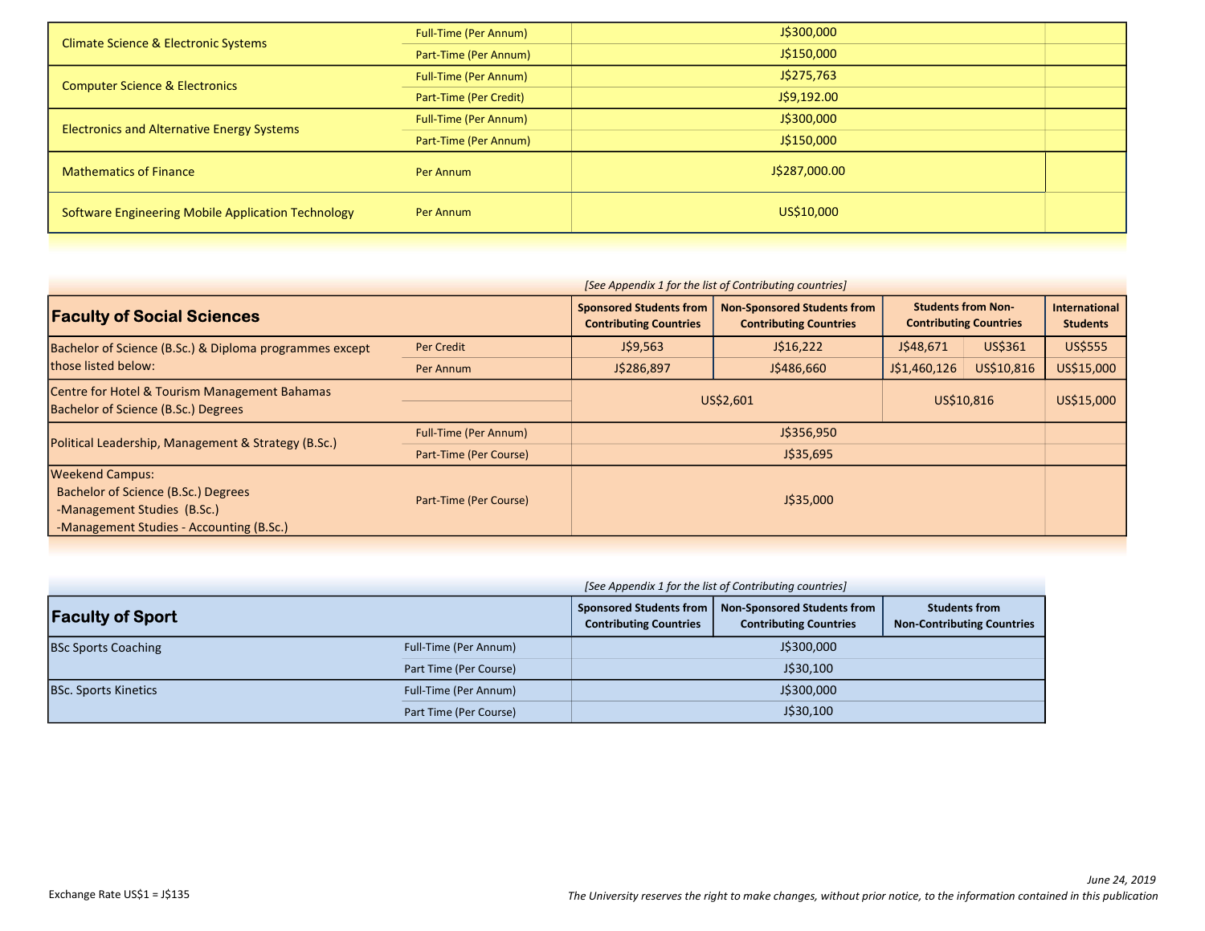| | | | | | | |
|---|---|---|---|---|---|---|
| Climate Science & Electronic Systems | Full-Time (Per Annum) | J$300,000 | | | | |
| | Part-Time (Per Annum) | J$150,000 | | | | |
| Computer Science & Electronics | Full-Time (Per Annum) | J$275,763 | | | | |
| | Part-Time (Per Credit) | J$9,192.00 | | | | |
| Electronics and Alternative Energy Systems | Full-Time (Per Annum) | J$300,000 | | | | |
| | Part-Time (Per Annum) | J$150,000 | | | | |
| Mathematics of Finance | Per Annum | J$287,000.00 | | | | |
| Software Engineering Mobile Application Technology | Per Annum | US$10,000 | | | | |

*[See Appendix 1 for the list of Contributing countries]*

| **Faculty of Social Sciences** | | Sponsored Students from Contributing Countries | Non-Sponsored Students from Contributing Countries | Students from Non-Contributing Countries | | International Students |
|---|---|---|---|---|---|---|
| Bachelor of Science (B.Sc.) & Diploma programmes except those listed below: | Per Credit | J$9,563 | J$16,222 | J$48,671 | US$361 | US$555 |
| | Per Annum | J$286,897 | J$486,660 | J$1,460,126 | US$10,816 | US$15,000 |
| Centre for Hotel & Tourism Management Bahamas Bachelor of Science (B.Sc.) Degrees | | US$2,601 | | US$10,816 | | US$15,000 |
| Political Leadership, Management & Strategy (B.Sc.) | Full-Time (Per Annum) | J$356,950 | | | | |
| | Part-Time (Per Course) | J$35,695 | | | | |
| Weekend Campus: Bachelor of Science (B.Sc.) Degrees -Management Studies (B.Sc.) -Management Studies - Accounting (B.Sc.) | Part-Time (Per Course) | J$35,000 | | | | |

*[See Appendix 1 for the list of Contributing countries]*

| **Faculty of Sport** | | Sponsored Students from Contributing Countries | Non-Sponsored Students from Contributing Countries | Students from Non-Contributing Countries |
|---|---|---|---|---|
| BSc Sports Coaching | Full-Time (Per Annum) | J$300,000 | | |
| | Part Time (Per Course) | J$30,100 | | |
| BSc. Sports Kinetics | Full-Time (Per Annum) | J$300,000 | | |
| | Part Time (Per Course) | J$30,100 | | |

Exchange Rate US$1 = J$135

*June 24, 2019*

*The University reserves the right to make changes, without prior notice, to the information contained in this publication*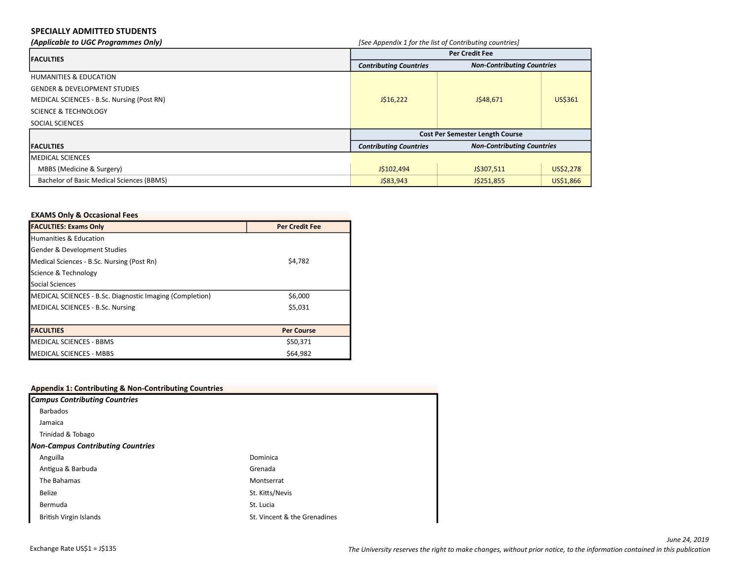## SPECIALLY ADMITTED STUDENTS

***(Applicable to UGC Programmes Only)***

*[See Appendix 1 for the list of Contributing countries]*

| FACULTIES | Per Credit Fee | | |
|---|---|---|---|
| | ***Contributing Countries*** | ***Non-Contributing Countries*** | |
| HUMANITIES & EDUCATION<br>GENDER & DEVELOPMENT STUDIES<br>MEDICAL SCIENCES - B.Sc. Nursing (Post RN)<br>SCIENCE & TECHNOLOGY<br>SOCIAL SCIENCES | J$16,222 | J$48,671 | US$361 |

| FACULTIES | Cost Per Semester Length Course | | |
|---|---|---|---|
| | ***Contributing Countries*** | ***Non-Contributing Countries*** | |
| MEDICAL SCIENCES | | | |
| MBBS (Medicine & Surgery) | J$102,494 | J$307,511 | US$2,278 |
| Bachelor of Basic Medical Sciences (BBMS) | J$83,943 | J$251,855 | US$1,866 |

### EXAMS Only & Occasional Fees

| FACULTIES: Exams Only | Per Credit Fee |
|---|---|
| Humanities & Education<br>Gender & Development Studies<br>Medical Sciences - B.Sc. Nursing (Post Rn)<br>Science & Technology<br>Social Sciences | $4,782 |
| MEDICAL SCIENCES - B.Sc. Diagnostic Imaging (Completion) | $6,000 |
| MEDICAL SCIENCES - B.Sc. Nursing | $5,031 |
| **FACULTIES** | **Per Course** |
| MEDICAL SCIENCES - BBMS | $50,371 |
| MEDICAL SCIENCES - MBBS | $64,982 |

### Appendix 1: Contributing & Non-Contributing Countries

***Campus Contributing Countries***

- Barbados
- Jamaica
- Trinidad & Tobago

***Non-Campus Contributing Countries***

| | |
|---|---|
| Anguilla | Dominica |
| Antigua & Barbuda | Grenada |
| The Bahamas | Montserrat |
| Belize | St. Kitts/Nevis |
| Bermuda | St. Lucia |
| British Virgin Islands | St. Vincent & the Grenadines |

Exchange Rate US$1 = J$135

*June 24, 2019*

*The University reserves the right to make changes, without prior notice, to the information contained in this publication*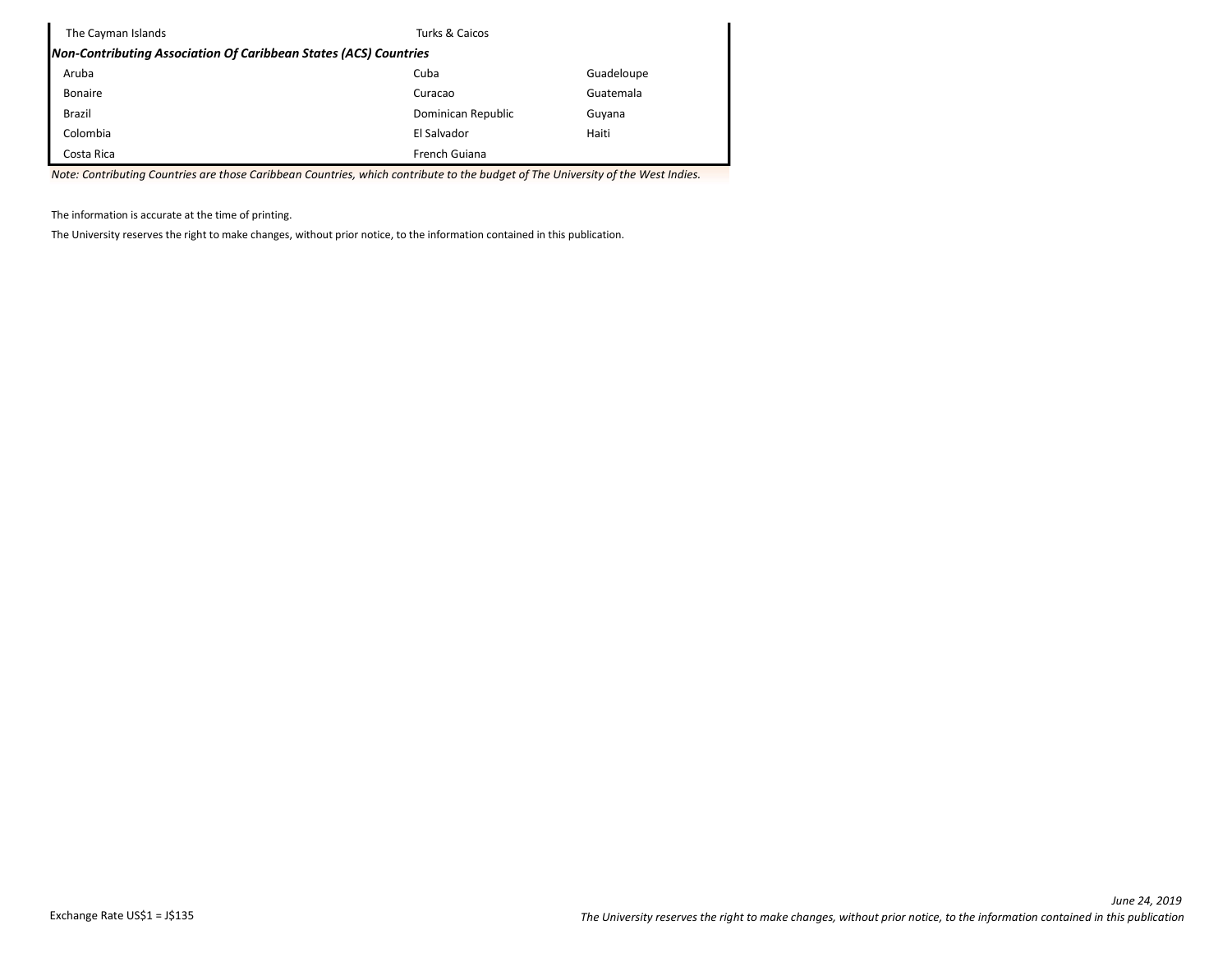| | | |
|---|---|---|
| The Cayman Islands | Turks & Caicos | |
| ***Non-Contributing Association Of Caribbean States (ACS) Countries*** | | |
| Aruba | Cuba | Guadeloupe |
| Bonaire | Curacao | Guatemala |
| Brazil | Dominican Republic | Guyana |
| Colombia | El Salvador | Haiti |
| Costa Rica | French Guiana | |

*Note: Contributing Countries are those Caribbean Countries, which contribute to the budget of The University of the West Indies.*

The information is accurate at the time of printing.

The University reserves the right to make changes, without prior notice, to the information contained in this publication.

Exchange Rate US$1 = J$135

*June 24, 2019*

*The University reserves the right to make changes, without prior notice, to the information contained in this publication*